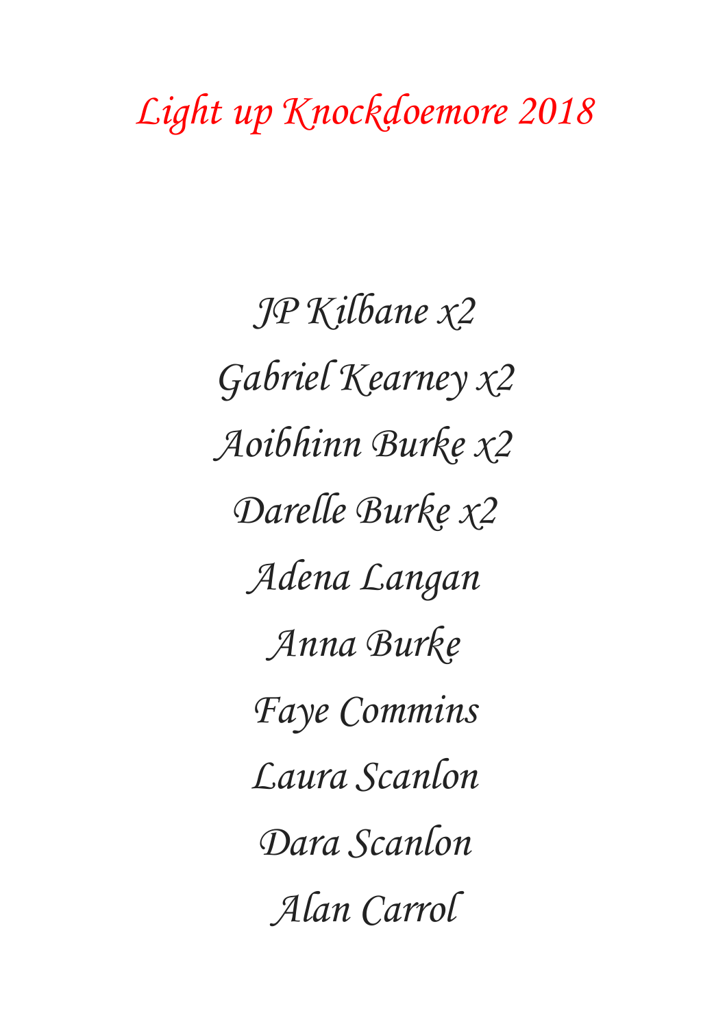# Light up Knockdoemore 2018

JP Kilbane x2

Gabriel Kearney x2

Aoibhinn Burke x2

Darelle Burke x2

Adena Langan

Anna Burke

Faye Commins

Laura Scanlon

Dara Scanlon

Alan Carrol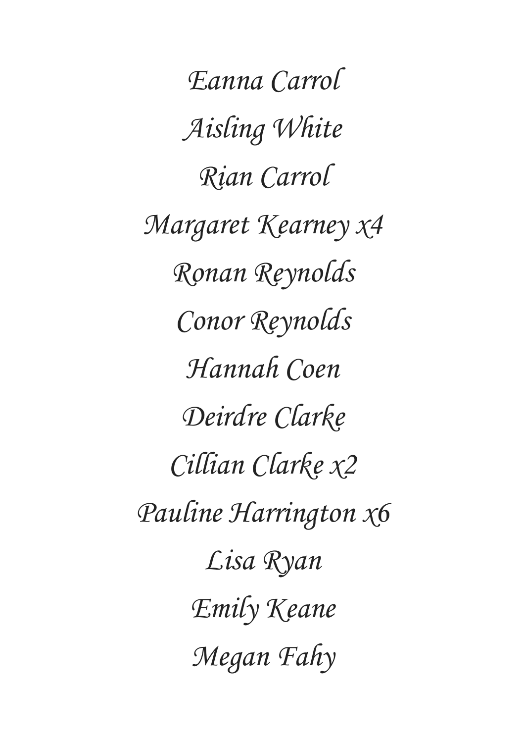*Eanna Carrol*

*Aisling White*

*Rian Carrol*

*Margaret Kearney x4*

*Ronan Reynolds*

*Conor Reynolds*

*Hannah Coen*

*Deirdre Clarke*

*Cillian Clarke x2*

*Pauline Harrington x6*

*Lisa Ryan*

*Emily Keane*

*Megan Fahy*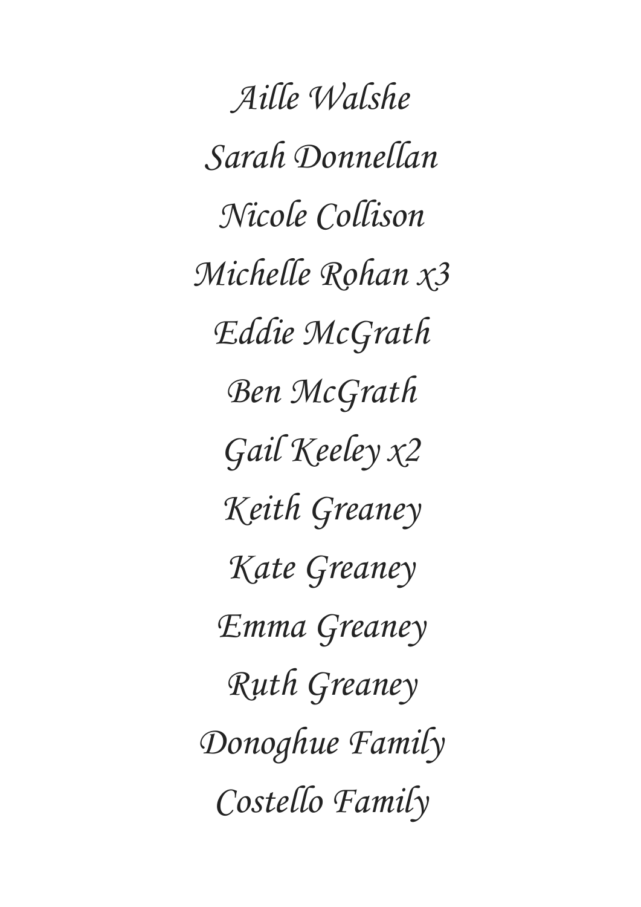*Aille Walshe*

*Sarah Donnellan*

*Nicole Collison*

*Michelle Rohan x3*

*Eddie McGrath*

*Ben McGrath*

*Gail Keeley x2*

*Keith Greaney*

*Kate Greaney*

*Emma Greaney*

*Ruth Greaney*

*Donoghue Family*

*Costello Family*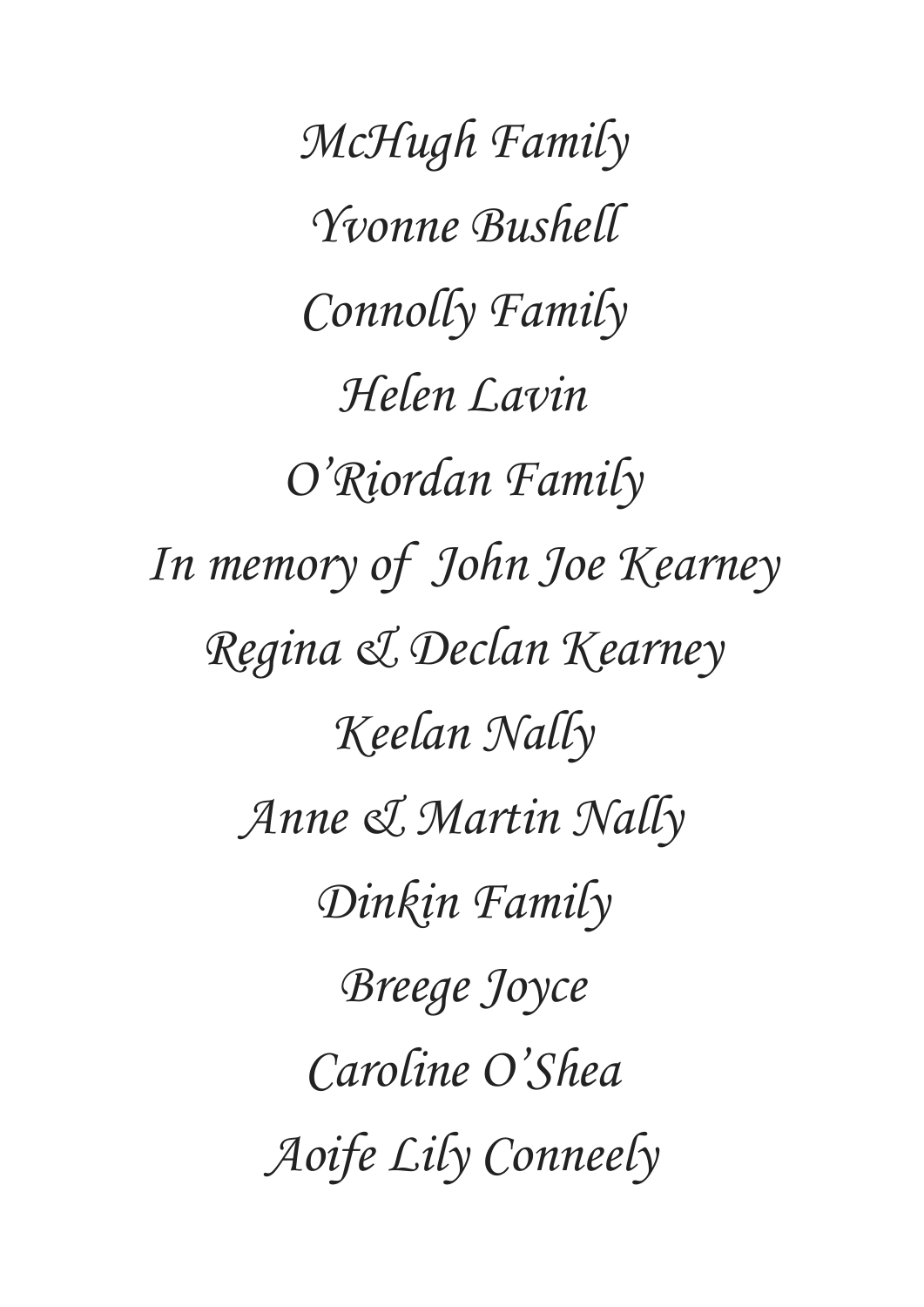*McHugh Family*

*Yvonne Bushell*

*Connolly Family*

*Helen Lavin*

*O'Riordan Family*

*In memory of John Joe Kearney*

*Regina & Declan Kearney*

*Keelan Nally*

*Anne & Martin Nally*

*Dinkin Family*

*Breege Joyce*

*Caroline O'Shea*

*Aoife Lily Conneely*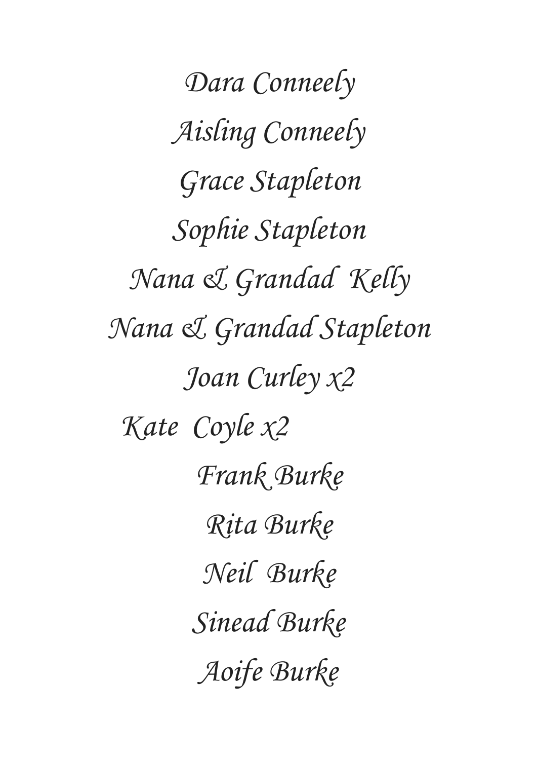*Dara Conneely*

*Aisling Conneely*

*Grace Stapleton*

*Sophie Stapleton*

*Nana & Grandad Kelly*

*Nana & Grandad Stapleton*

*Joan Curley x2*

*Kate Coyle x2*

*Frank Burke*

*Rita Burke*

*Neil Burke*

*Sinead Burke*

*Aoife Burke*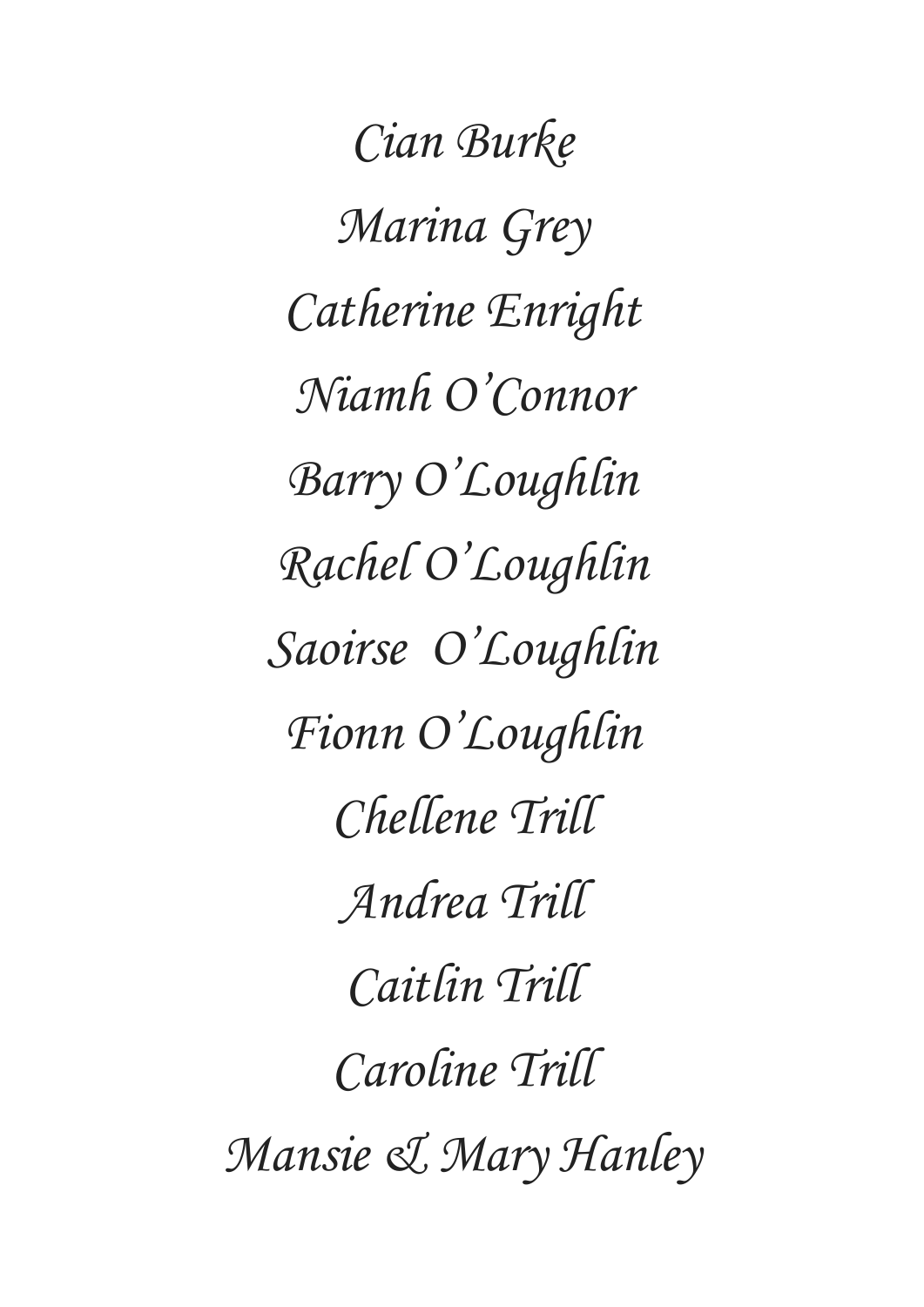*Cian Burke*

*Marina Grey*

*Catherine Enright*

*Niamh O'Connor*

*Barry O'Loughlin*

*Rachel O'Loughlin*

*Saoirse  O'Loughlin*

*Fionn O'Loughlin*

*Chellene Trill*

*Andrea Trill*

*Caitlin Trill*

*Caroline Trill*

*Mansie & Mary Hanley*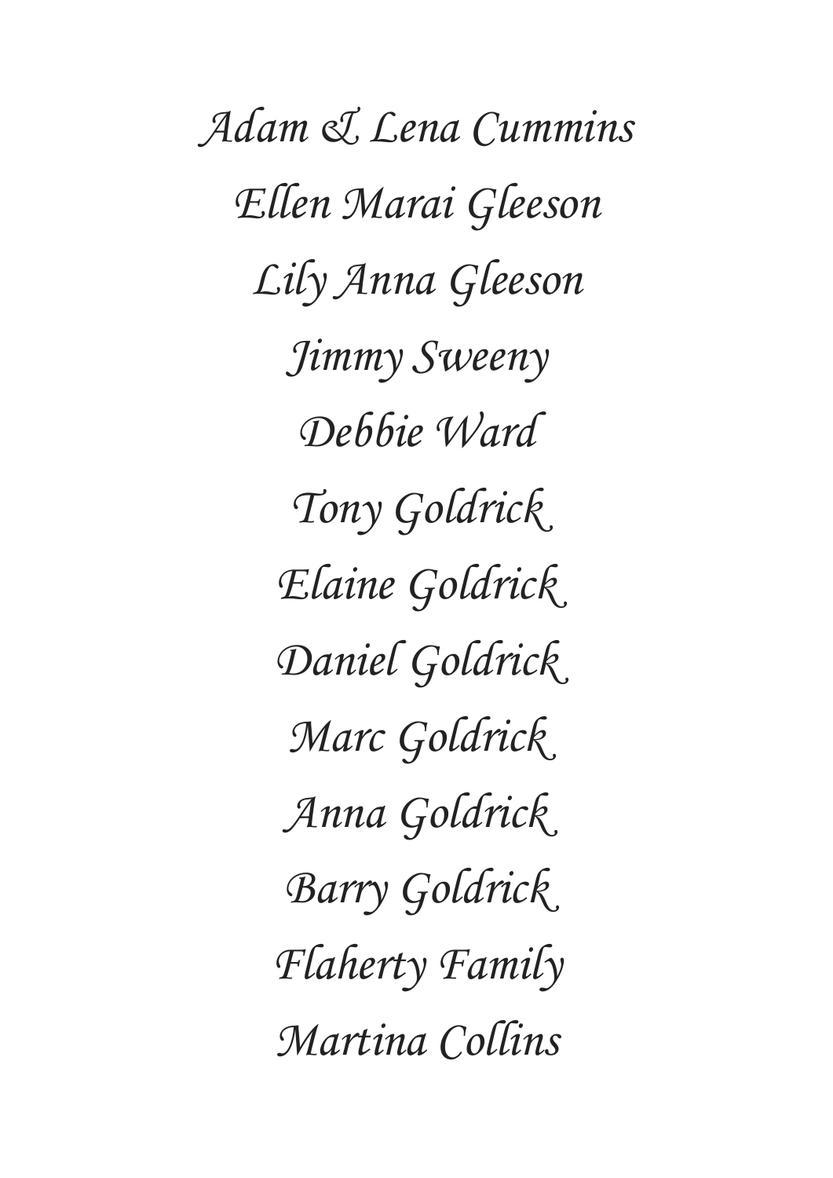*Adam & Lena Cummins*

*Ellen Marai Gleeson*

*Lily Anna Gleeson*

*Jimmy Sweeny*

*Debbie Ward*

*Tony Goldrick*

*Elaine Goldrick*

*Daniel Goldrick*

*Marc Goldrick*

*Anna Goldrick*

*Barry Goldrick*

*Flaherty Family*

*Martina Collins*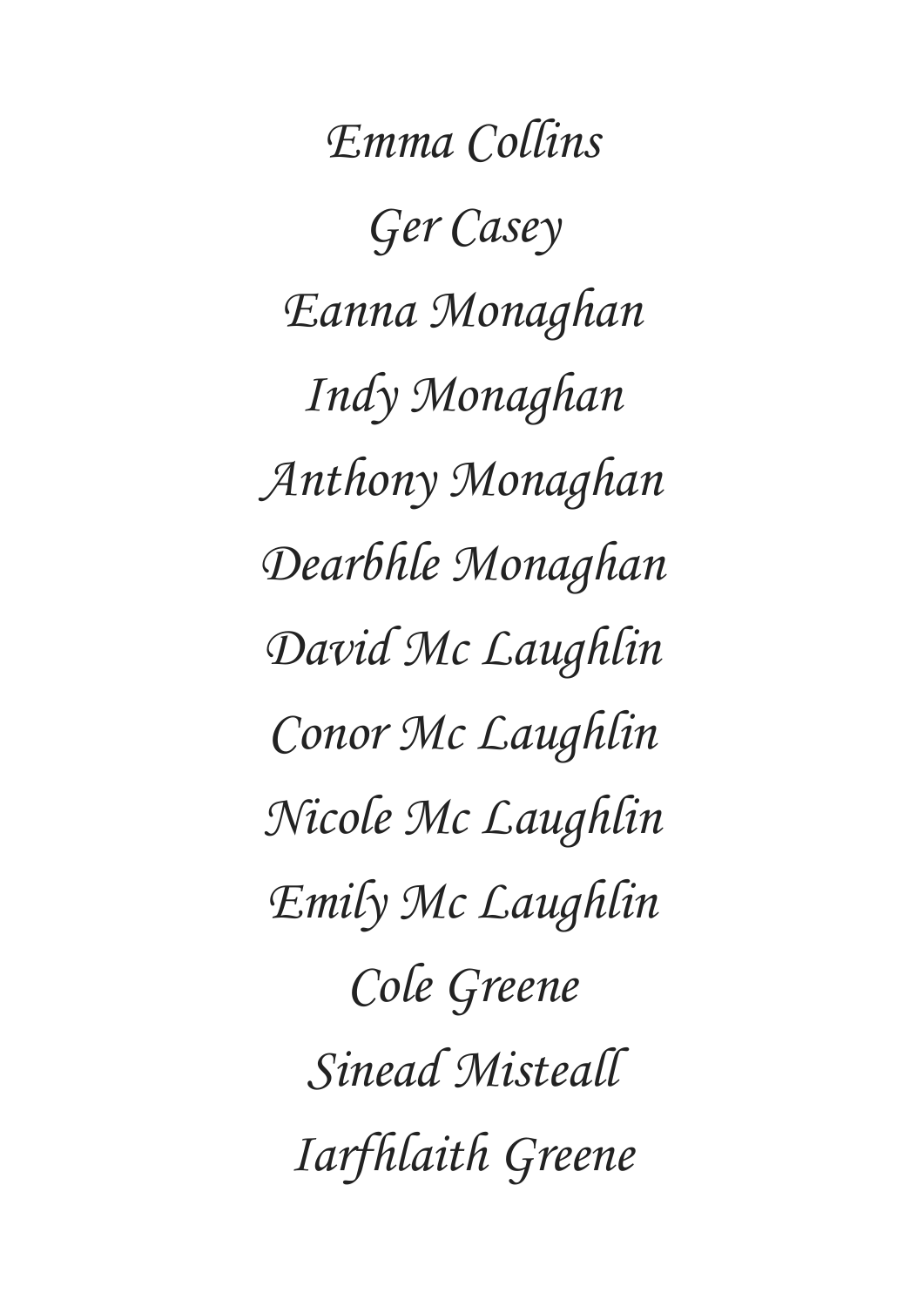*Emma Collins*

*Ger Casey*

*Eanna Monaghan*

*Indy Monaghan*

*Anthony Monaghan*

*Dearbhle Monaghan*

*David Mc Laughlin*

*Conor Mc Laughlin*

*Nicole Mc Laughlin*

*Emily Mc Laughlin*

*Cole Greene*

*Sinead Misteall*

*Iarfhlaith Greene*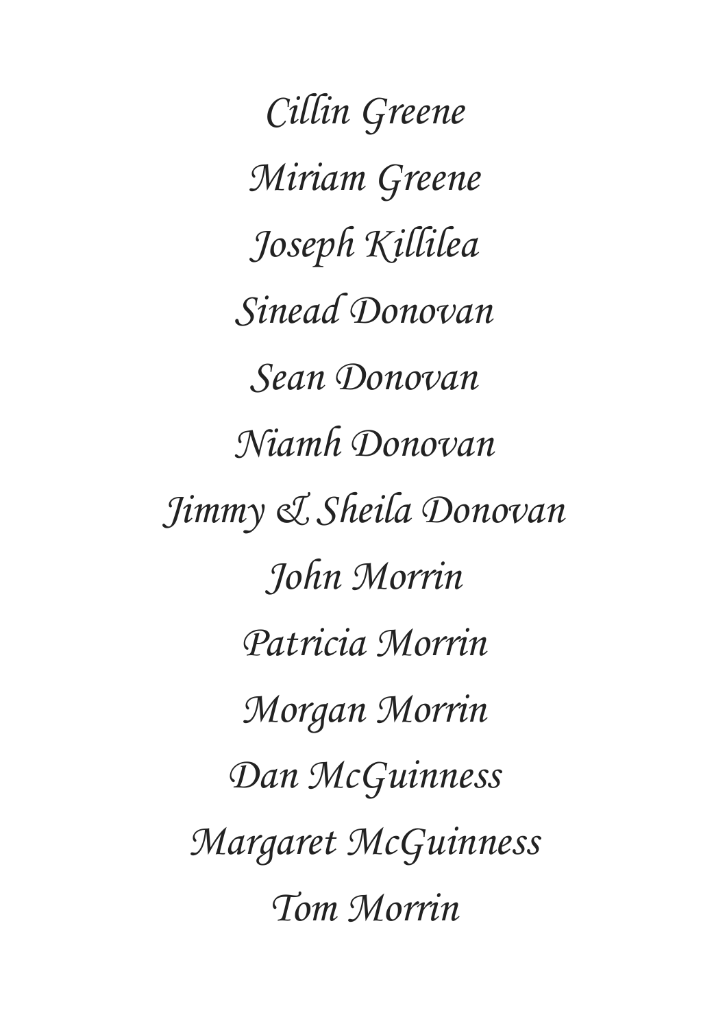*Cillin Greene*

*Miriam Greene*

*Joseph Killilea*

*Sinead Donovan*

*Sean Donovan*

*Niamh Donovan*

*Jimmy & Sheila Donovan*

*John Morrin*

*Patricia Morrin*

*Morgan Morrin*

*Dan McGuinness*

*Margaret McGuinness*

*Tom Morrin*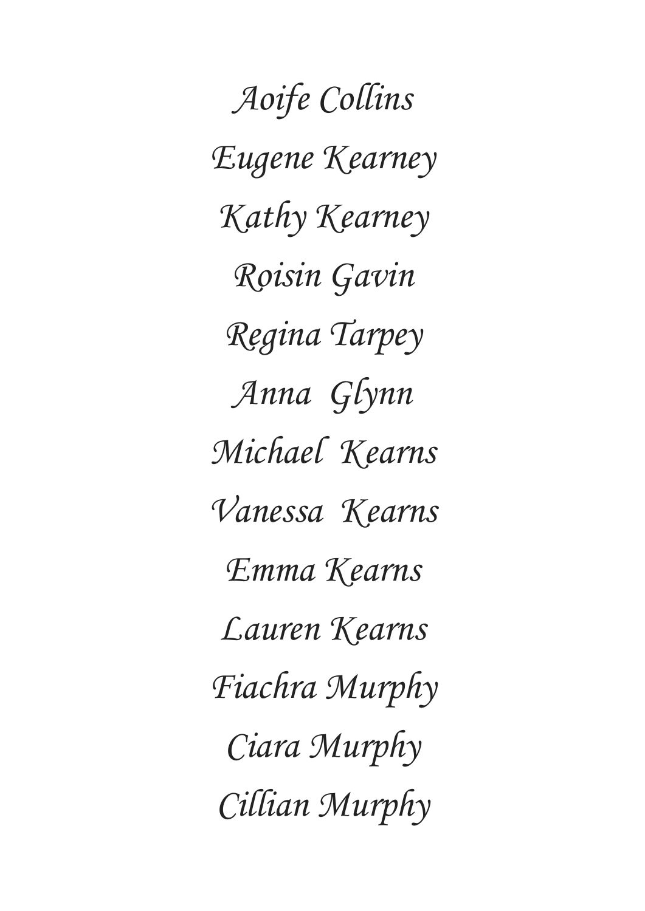*Aoife Collins*

*Eugene Kearney*

*Kathy Kearney*

*Roisin Gavin*

*Regina Tarpey*

*Anna Glynn*

*Michael Kearns*

*Vanessa Kearns*

*Emma Kearns*

*Lauren Kearns*

*Fiachra Murphy*

*Ciara Murphy*

*Cillian Murphy*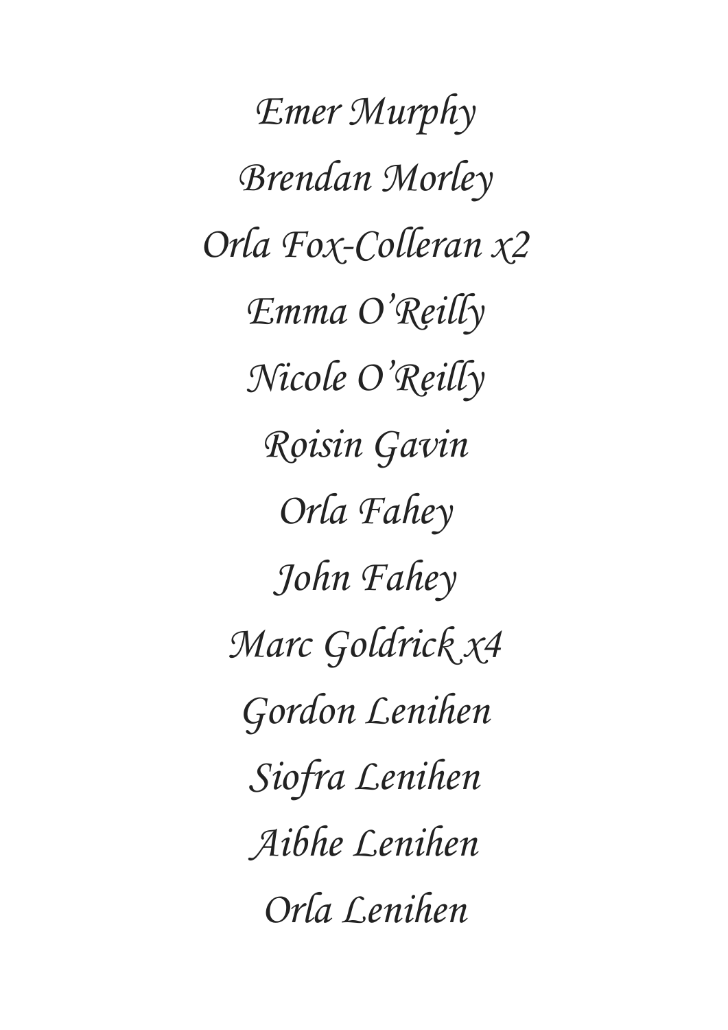*Emer Murphy*

*Brendan Morley*

*Orla Fox-Colleran x2*

*Emma O'Reilly*

*Nicole O'Reilly*

*Roisin Gavin*

*Orla Fahey*

*John Fahey*

*Marc Goldrick x4*

*Gordon Lenihen*

*Siofra Lenihen*

*Aibhe Lenihen*

*Orla Lenihen*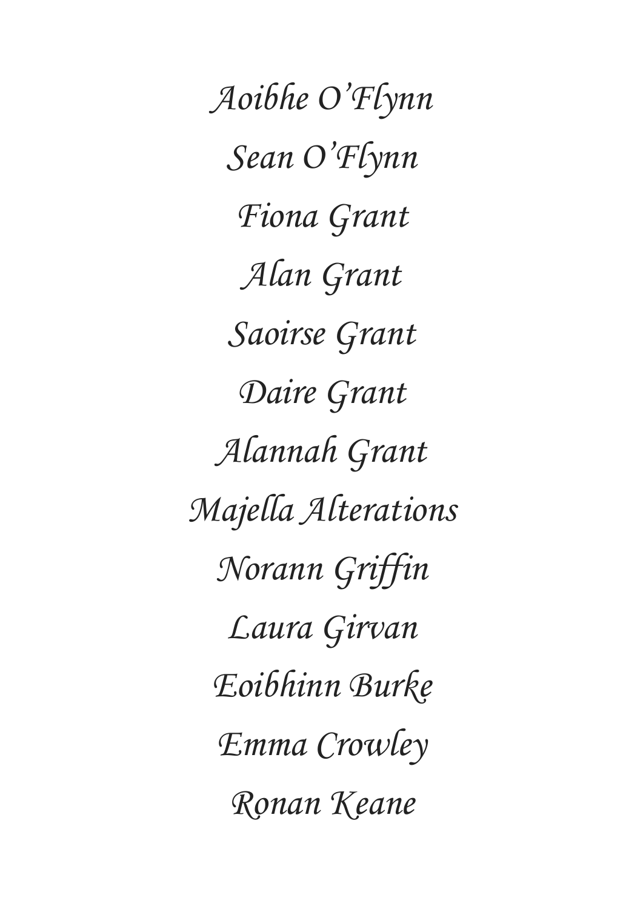*Aoibhe O'Flynn*

*Sean O'Flynn*

*Fiona Grant*

*Alan Grant*

*Saoirse Grant*

*Daire Grant*

*Alannah Grant*

*Majella Alterations*

*Norann Griffin*

*Laura Girvan*

*Eoibhinn Burke*

*Emma Crowley*

*Ronan Keane*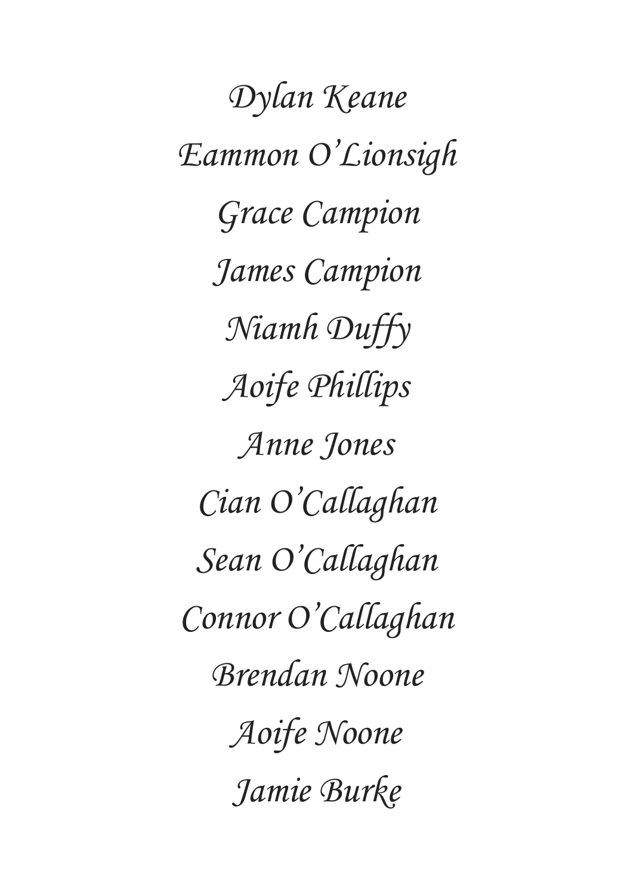*Dylan Keane*

*Eammon O'Lionsigh*

*Grace Campion*

*James Campion*

*Niamh Duffy*

*Aoife Phillips*

*Anne Jones*

*Cian O'Callaghan*

*Sean O'Callaghan*

*Connor O'Callaghan*

*Brendan Noone*

*Aoife Noone*

*Jamie Burke*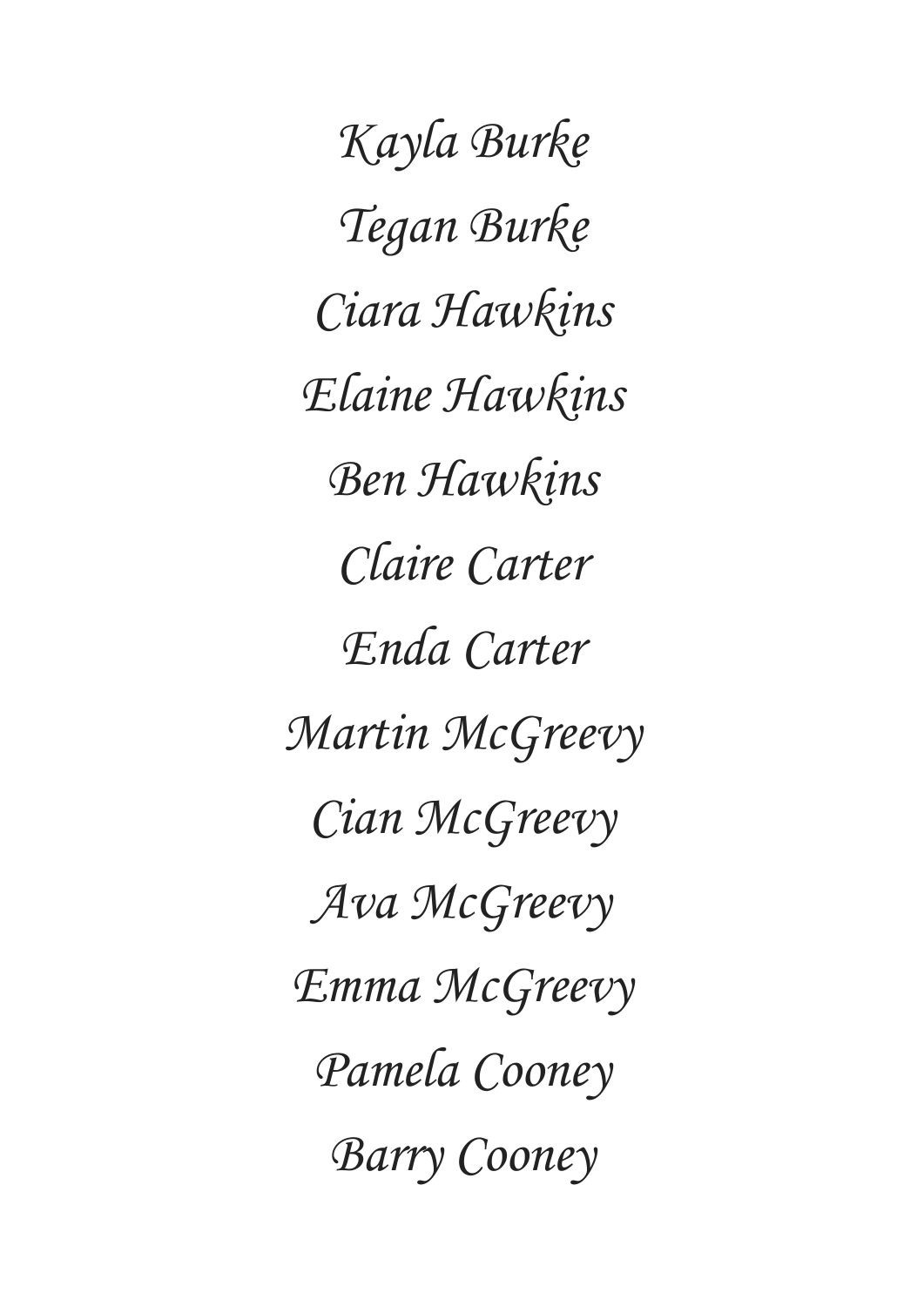*Kayla Burke*

*Tegan Burke*

*Ciara Hawkins*

*Elaine Hawkins*

*Ben Hawkins*

*Claire Carter*

*Enda Carter*

*Martin McGreevy*

*Cian McGreevy*

*Ava McGreevy*

*Emma McGreevy*

*Pamela Cooney*

*Barry Cooney*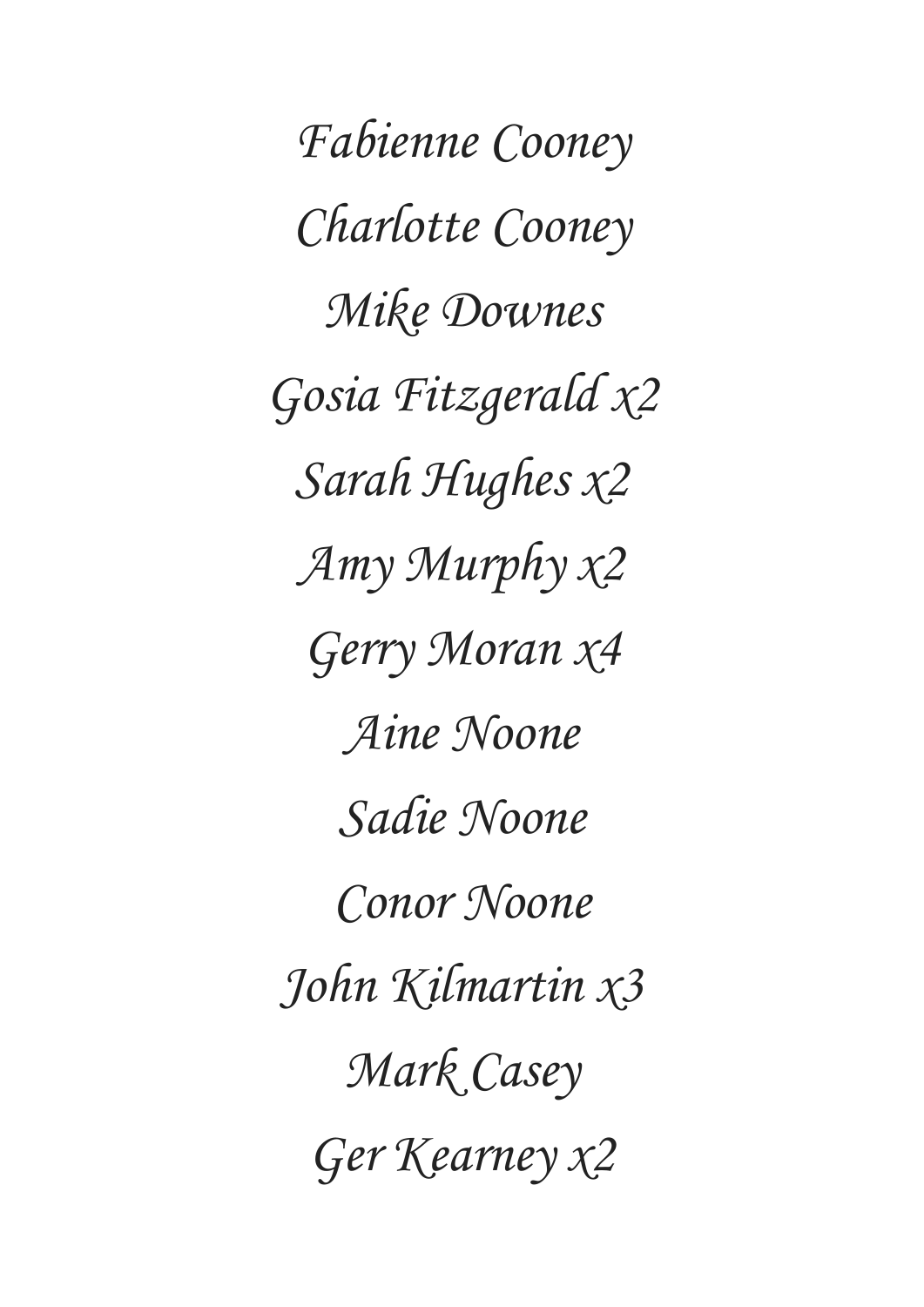*Fabienne Cooney*

*Charlotte Cooney*

*Mike Downes*

*Gosia Fitzgerald x2*

*Sarah Hughes x2*

*Amy Murphy x2*

*Gerry Moran x4*

*Aine Noone*

*Sadie Noone*

*Conor Noone*

*John Kilmartin x3*

*Mark Casey*

*Ger Kearney x2*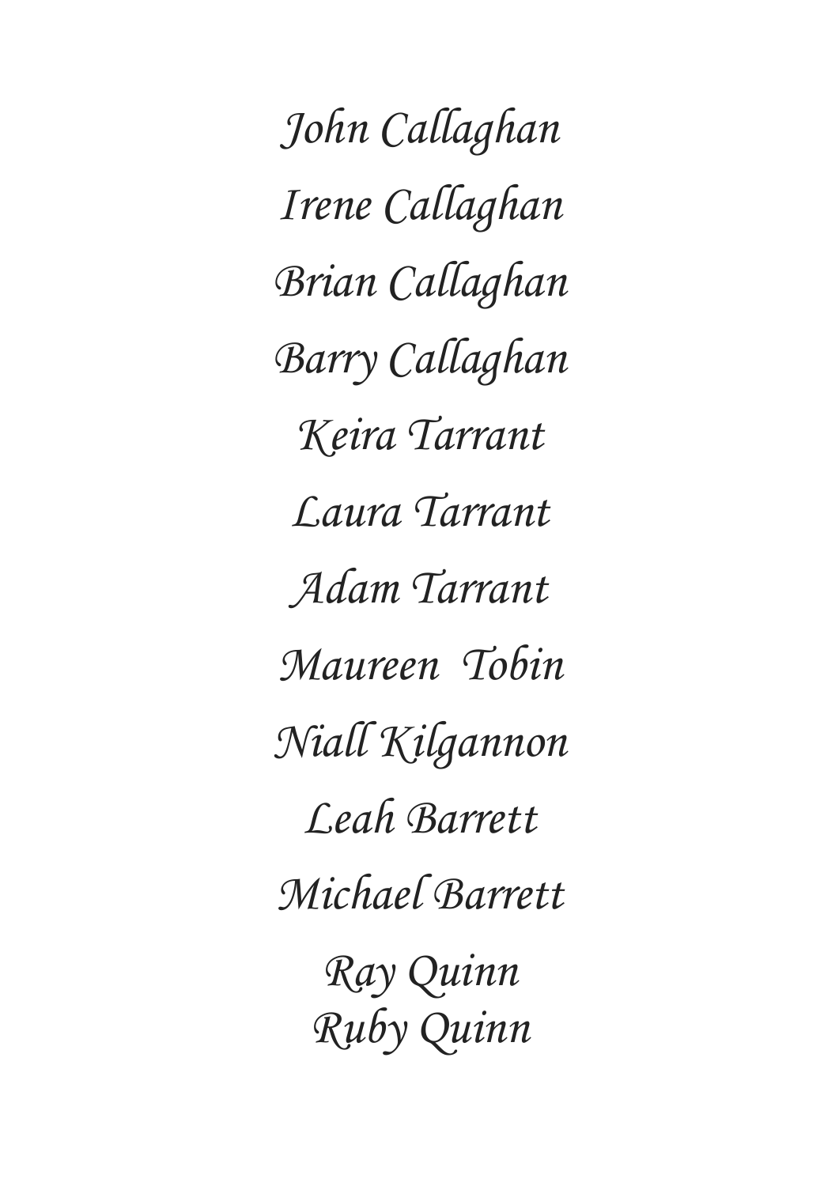*John Callaghan*

*Irene Callaghan*

*Brian Callaghan*

*Barry Callaghan*

*Keira Tarrant*

*Laura Tarrant*

*Adam Tarrant*

*Maureen Tobin*

*Niall Kilgannon*

*Leah Barrett*

*Michael Barrett*

*Ray Quinn*
*Ruby Quinn*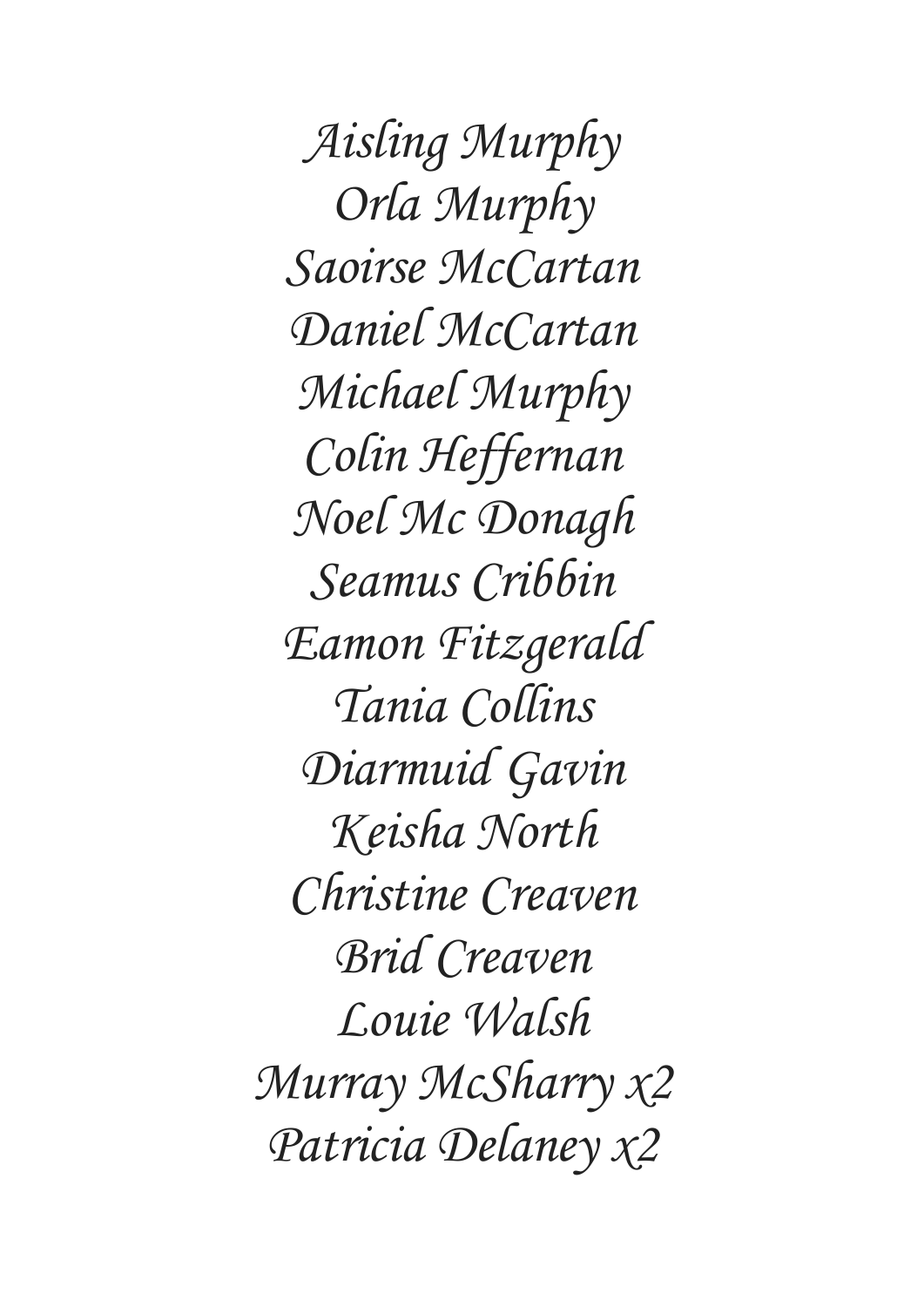*Aisling Murphy*
*Orla Murphy*
*Saoirse McCartan*
*Daniel McCartan*
*Michael Murphy*
*Colin Heffernan*
*Noel Mc Donagh*
*Seamus Cribbin*
*Eamon Fitzgerald*
*Tania Collins*
*Diarmuid Gavin*
*Keisha North*
*Christine Creaven*
*Brid Creaven*
*Louie Walsh*
*Murray McSharry x2*
*Patricia Delaney x2*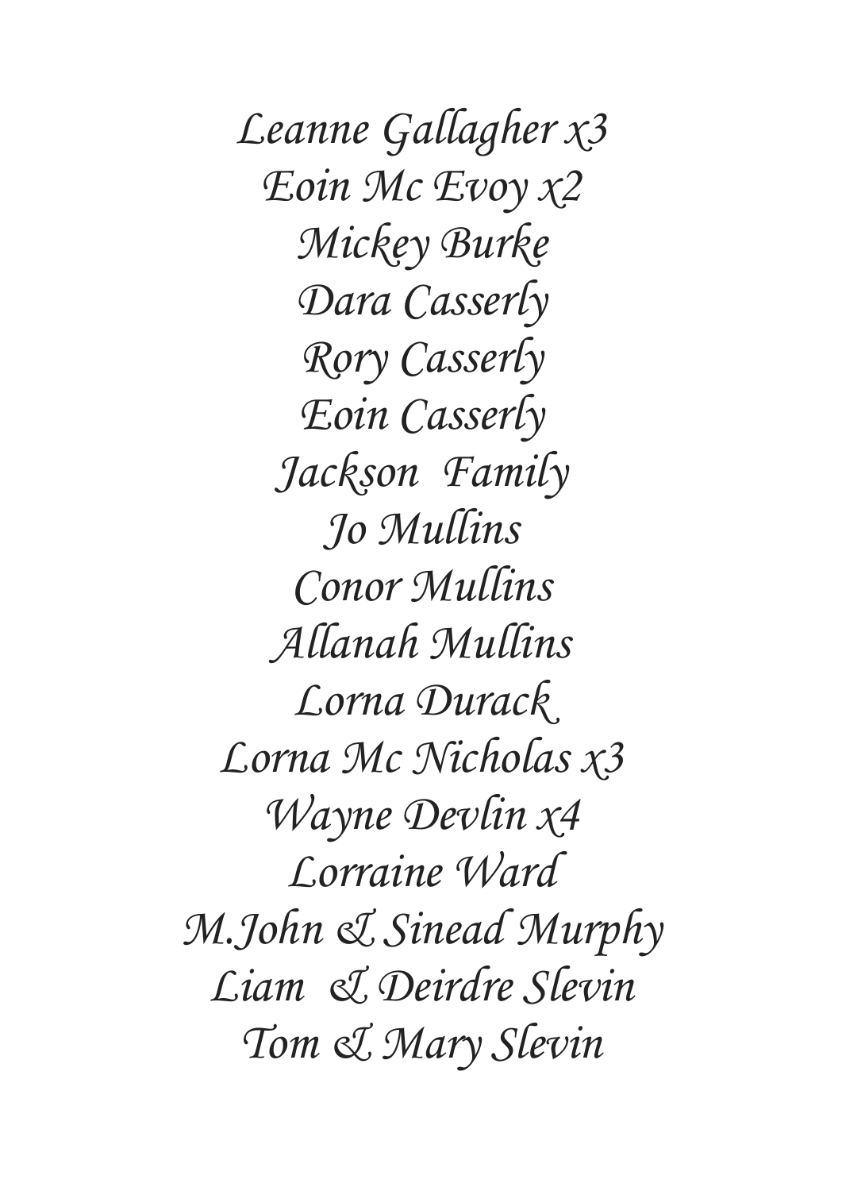Leanne Gallagher x3

Eoin Mc Evoy x2

Mickey Burke

Dara Casserly

Rory Casserly

Eoin Casserly

Jackson  Family

Jo Mullins

Conor Mullins

Allanah Mullins

Lorna Durack

Lorna Mc Nicholas x3

Wayne Devlin x4

Lorraine Ward

M.John & Sinead Murphy

Liam  & Deirdre Slevin

Tom & Mary Slevin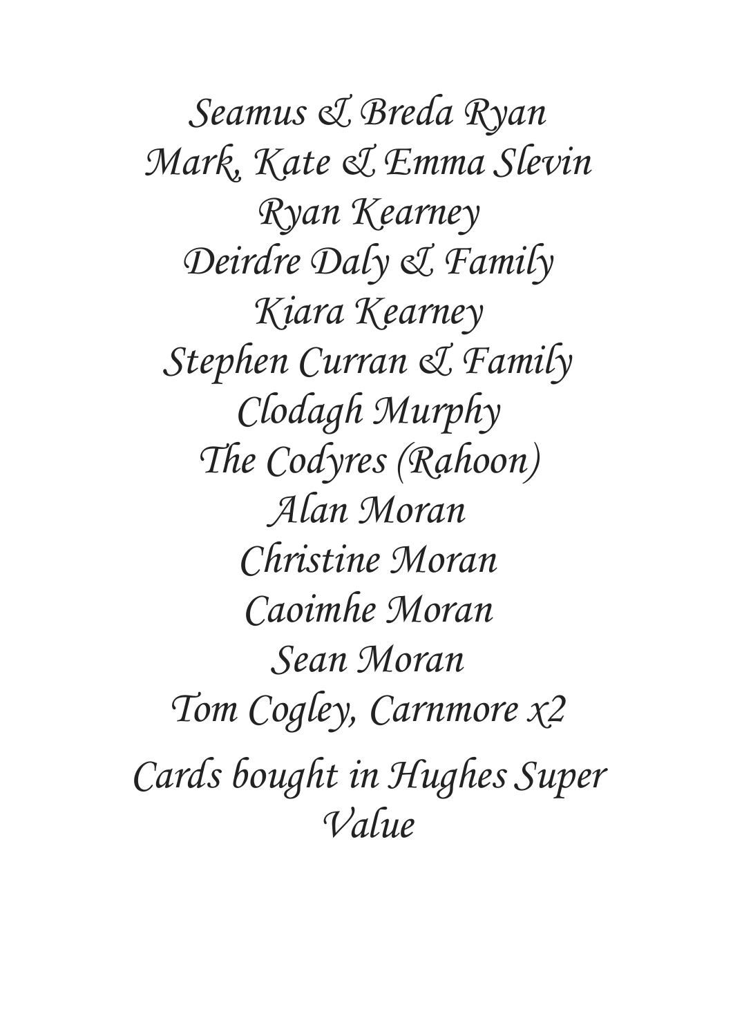*Seamus & Breda Ryan*
*Mark, Kate & Emma Slevin*
*Ryan Kearney*
*Deirdre Daly & Family*
*Kiara Kearney*
*Stephen Curran & Family*
*Clodagh Murphy*
*The Codyres (Rahoon)*
*Alan Moran*
*Christine Moran*
*Caoimhe Moran*
*Sean Moran*
*Tom Cogley, Carnmore x2*

*Cards bought in Hughes Super Value*